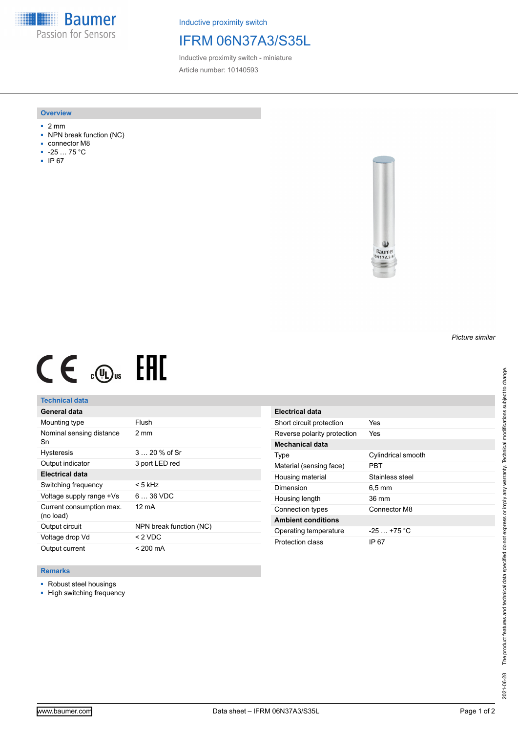Baumer
Passion for Sensors

Inductive proximity switch

# IFRM 06N37A3/S35L

Inductive proximity switch - miniature

Article number: 10140593

## Overview

- 2 mm
- NPN break function (NC)
- connector M8
- -25 … 75 °C
- IP 67

*Picture similar*

## Technical data

| General data | |
|---|---|
| Mounting type | Flush |
| Nominal sensing distance Sn | 2 mm |
| Hysteresis | 3 … 20 % of Sr |
| Output indicator | 3 port LED red |
| **Electrical data** | |
| Switching frequency | < 5 kHz |
| Voltage supply range +Vs | 6 … 36 VDC |
| Current consumption max. (no load) | 12 mA |
| Output circuit | NPN break function (NC) |
| Voltage drop Vd | < 2 VDC |
| Output current | < 200 mA |

| Electrical data | |
|---|---|
| Short circuit protection | Yes |
| Reverse polarity protection | Yes |
| **Mechanical data** | |
| Type | Cylindrical smooth |
| Material (sensing face) | PBT |
| Housing material | Stainless steel |
| Dimension | 6,5 mm |
| Housing length | 36 mm |
| Connection types | Connector M8 |
| **Ambient conditions** | |
| Operating temperature | -25 … +75 °C |
| Protection class | IP 67 |

## Remarks

- Robust steel housings
- High switching frequency

2021-06-28 The product features and technical data specified do not express or imply any warranty. Technical modifications subject to change.

www.baumer.com Data sheet – IFRM 06N37A3/S35L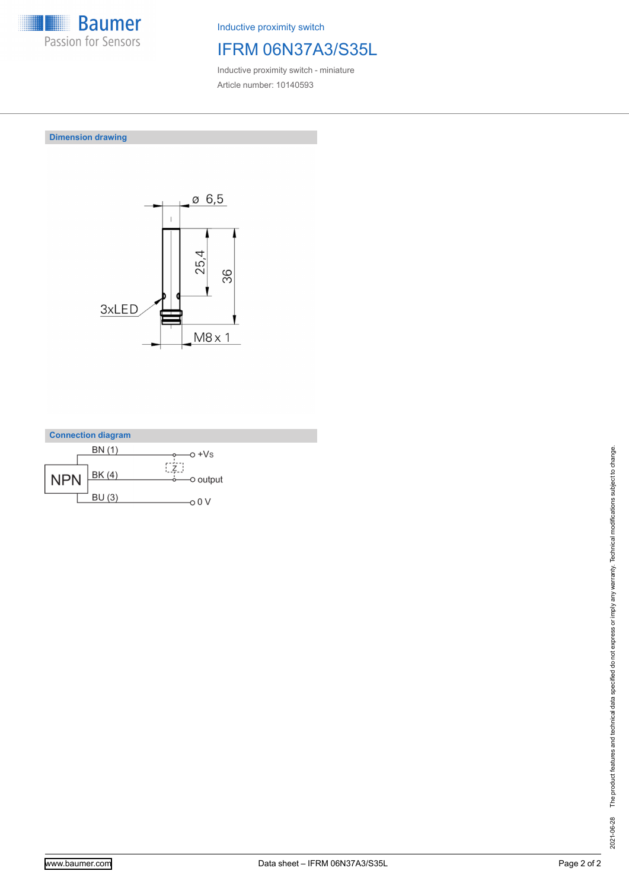Inductive proximity switch

# IFRM 06N37A3/S35L

Inductive proximity switch - miniature

Article number: 10140593

## Dimension drawing

ø 6,5

25,4

36

3xLED

M8 x 1

## Connection diagram

NPN

BN (1) — +Vs

BK (4) — output

BU (3) — 0 V

Z

2021-06-28 The product features and technical data specified do not express or imply any warranty. Technical modifications subject to change.

www.baumer.com

Data sheet – IFRM 06N37A3/S35L